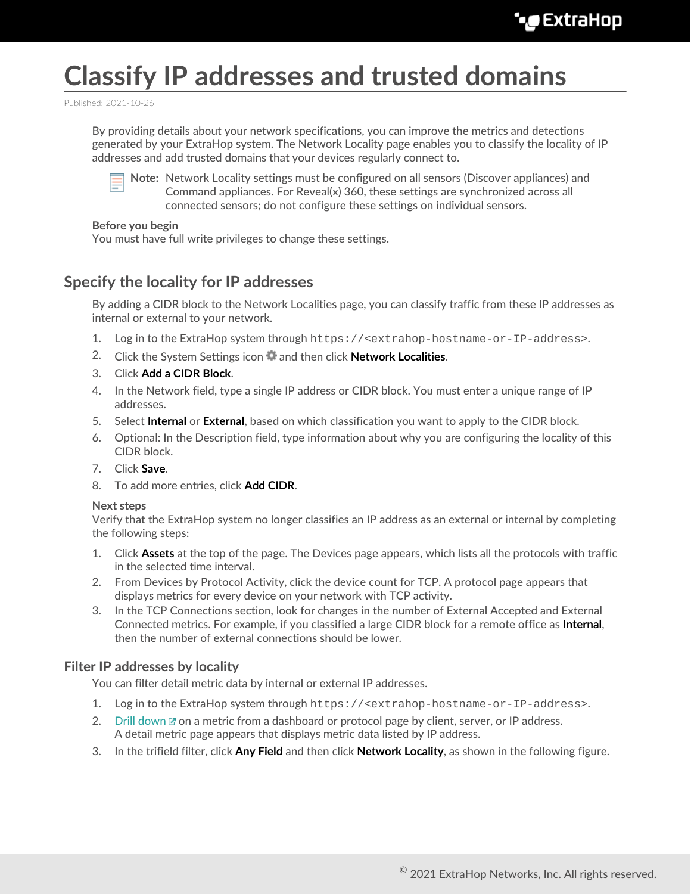# Classify IP addresses and trusted domains

Published: 2021-10-26

By providing details about your network specifications, you can improve the metrics and detections generated by your ExtraHop system. The Network Locality page enables you to classify the locality of IP addresses and add trusted domains that your devices regularly connect to.

**Note:** Network Locality settings must be configured on all sensors (Discover appliances) and Command appliances. For Reveal(x) 360, these settings are synchronized across all connected sensors; do not configure these settings on individual sensors.

**Before you begin**

You must have full write privileges to change these settings.

## Specify the locality for IP addresses

By adding a CIDR block to the Network Localities page, you can classify traffic from these IP addresses as internal or external to your network.

1. Log in to the ExtraHop system through `https://<extrahop-hostname-or-IP-address>`.
2. Click the System Settings icon and then click **Network Localities**.
3. Click **Add a CIDR Block**.
4. In the Network field, type a single IP address or CIDR block. You must enter a unique range of IP addresses.
5. Select **Internal** or **External**, based on which classification you want to apply to the CIDR block.
6. Optional: In the Description field, type information about why you are configuring the locality of this CIDR block.
7. Click **Save**.
8. To add more entries, click **Add CIDR**.

**Next steps**

Verify that the ExtraHop system no longer classifies an IP address as an external or internal by completing the following steps:

1. Click **Assets** at the top of the page. The Devices page appears, which lists all the protocols with traffic in the selected time interval.
2. From Devices by Protocol Activity, click the device count for TCP. A protocol page appears that displays metrics for every device on your network with TCP activity.
3. In the TCP Connections section, look for changes in the number of External Accepted and External Connected metrics. For example, if you classified a large CIDR block for a remote office as **Internal**, then the number of external connections should be lower.

### Filter IP addresses by locality

You can filter detail metric data by internal or external IP addresses.

1. Log in to the ExtraHop system through `https://<extrahop-hostname-or-IP-address>`.
2. Drill down on a metric from a dashboard or protocol page by client, server, or IP address.
   A detail metric page appears that displays metric data listed by IP address.
3. In the trifield filter, click **Any Field** and then click **Network Locality**, as shown in the following figure.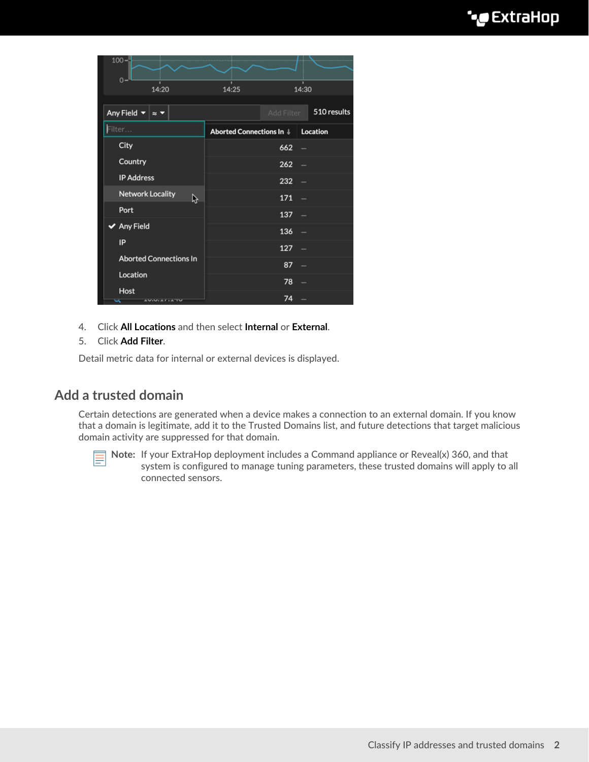4. Click **All Locations** and then select **Internal** or **External**.
5. Click **Add Filter**.

Detail metric data for internal or external devices is displayed.

## Add a trusted domain

Certain detections are generated when a device makes a connection to an external domain. If you know that a domain is legitimate, add it to the Trusted Domains list, and future detections that target malicious domain activity are suppressed for that domain.

**Note:** If your ExtraHop deployment includes a Command appliance or Reveal(x) 360, and that system is configured to manage tuning parameters, these trusted domains will apply to all connected sensors.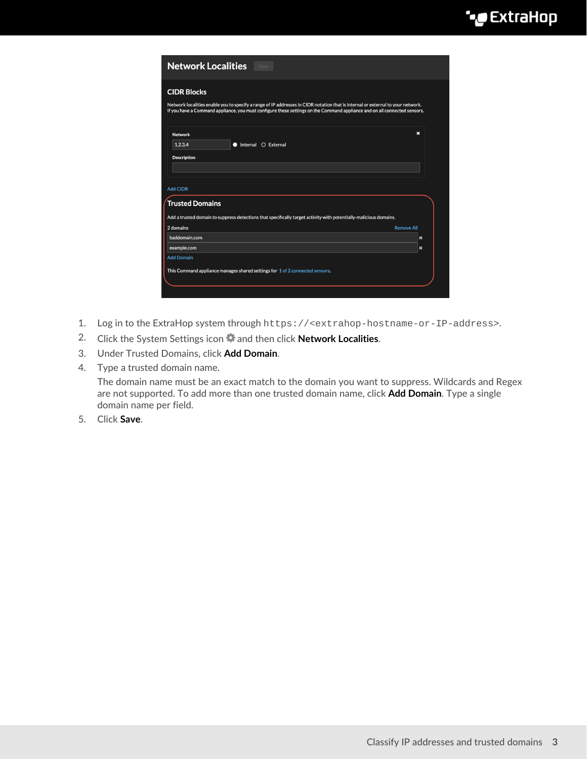1. Log in to the ExtraHop system through `https://<extrahop-hostname-or-IP-address>`.
2. Click the System Settings icon and then click **Network Localities**.
3. Under Trusted Domains, click **Add Domain**.
4. Type a trusted domain name.

   The domain name must be an exact match to the domain you want to suppress. Wildcards and Regex are not supported. To add more than one trusted domain name, click **Add Domain**. Type a single domain name per field.
5. Click **Save**.